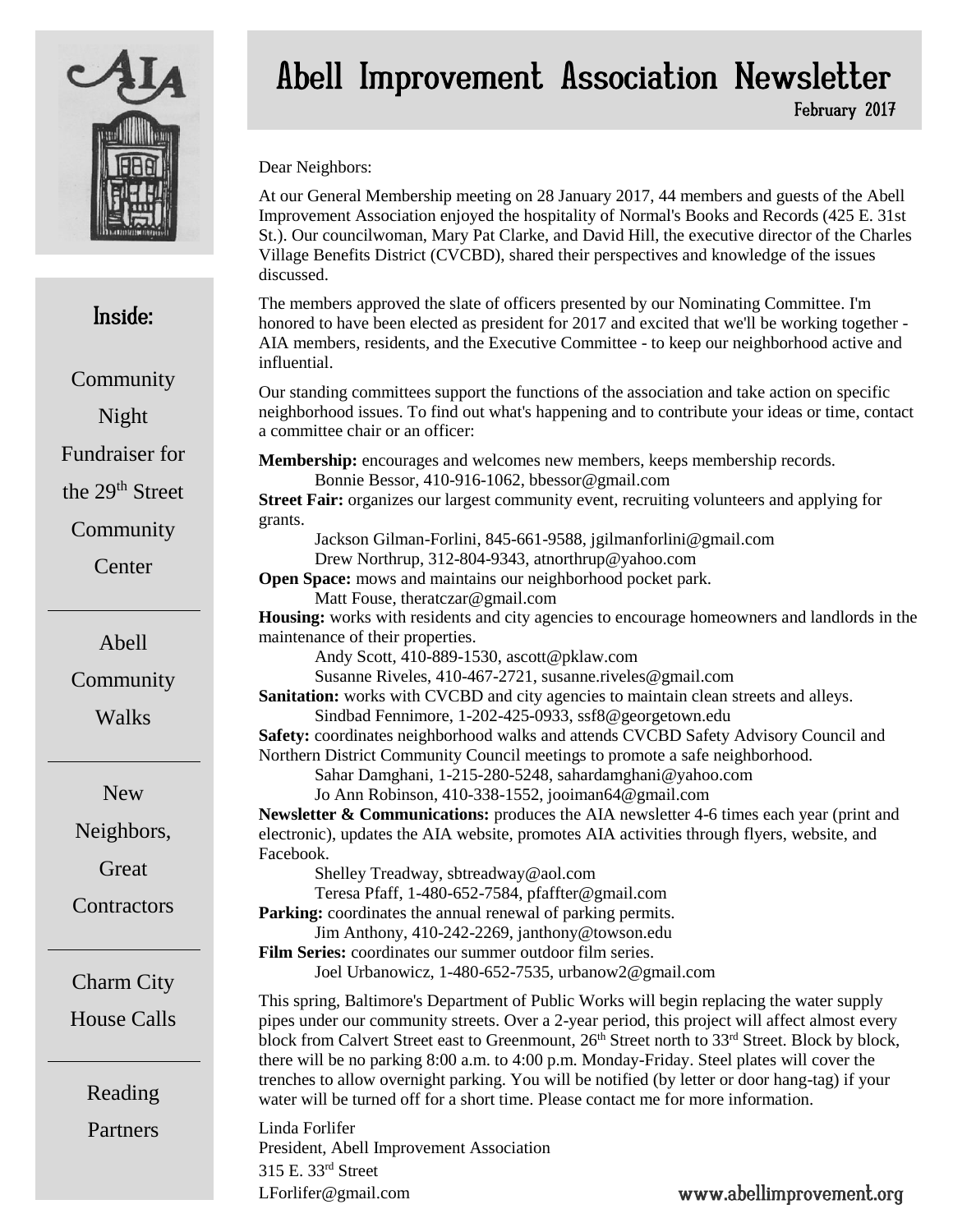# Abell Improvement Association Newsletter

February 2017

## Inside:

- Community Night Fundraiser for the 29th Street Community Center
- Abell Community Walks
- New Neighbors, Great Contractors
- Charm City House Calls
- Reading Partners

Dear Neighbors:

At our General Membership meeting on 28 January 2017, 44 members and guests of the Abell Improvement Association enjoyed the hospitality of Normal's Books and Records (425 E. 31st St.). Our councilwoman, Mary Pat Clarke, and David Hill, the executive director of the Charles Village Benefits District (CVCBD), shared their perspectives and knowledge of the issues discussed.

The members approved the slate of officers presented by our Nominating Committee. I'm honored to have been elected as president for 2017 and excited that we'll be working together - AIA members, residents, and the Executive Committee - to keep our neighborhood active and influential.

Our standing committees support the functions of the association and take action on specific neighborhood issues. To find out what's happening and to contribute your ideas or time, contact a committee chair or an officer:

**Membership:** encourages and welcomes new members, keeps membership records.
Bonnie Bessor, 410-916-1062, bbessor@gmail.com

**Street Fair:** organizes our largest community event, recruiting volunteers and applying for grants.
Jackson Gilman-Forlini, 845-661-9588, jgilmanforlini@gmail.com
Drew Northrup, 312-804-9343, atnorthrup@yahoo.com

**Open Space:** mows and maintains our neighborhood pocket park.
Matt Fouse, theratczar@gmail.com

**Housing:** works with residents and city agencies to encourage homeowners and landlords in the maintenance of their properties.
Andy Scott, 410-889-1530, ascott@pklaw.com
Susanne Riveles, 410-467-2721, susanne.riveles@gmail.com

**Sanitation:** works with CVCBD and city agencies to maintain clean streets and alleys.
Sindbad Fennimore, 1-202-425-0933, ssf8@georgetown.edu

**Safety:** coordinates neighborhood walks and attends CVCBD Safety Advisory Council and Northern District Community Council meetings to promote a safe neighborhood.
Sahar Damghani, 1-215-280-5248, sahardamghani@yahoo.com
Jo Ann Robinson, 410-338-1552, jooiman64@gmail.com

**Newsletter & Communications:** produces the AIA newsletter 4-6 times each year (print and electronic), updates the AIA website, promotes AIA activities through flyers, website, and Facebook.
Shelley Treadway, sbtreadway@aol.com
Teresa Pfaff, 1-480-652-7584, pfaffter@gmail.com

**Parking:** coordinates the annual renewal of parking permits.
Jim Anthony, 410-242-2269, janthony@towson.edu

**Film Series:** coordinates our summer outdoor film series.
Joel Urbanowicz, 1-480-652-7535, urbanow2@gmail.com

This spring, Baltimore's Department of Public Works will begin replacing the water supply pipes under our community streets. Over a 2-year period, this project will affect almost every block from Calvert Street east to Greenmount, 26th Street north to 33rd Street. Block by block, there will be no parking 8:00 a.m. to 4:00 p.m. Monday-Friday. Steel plates will cover the trenches to allow overnight parking. You will be notified (by letter or door hang-tag) if your water will be turned off for a short time. Please contact me for more information.

Linda Forlifer
President, Abell Improvement Association
315 E. 33rd Street
LForlifer@gmail.com

www.abellimprovement.org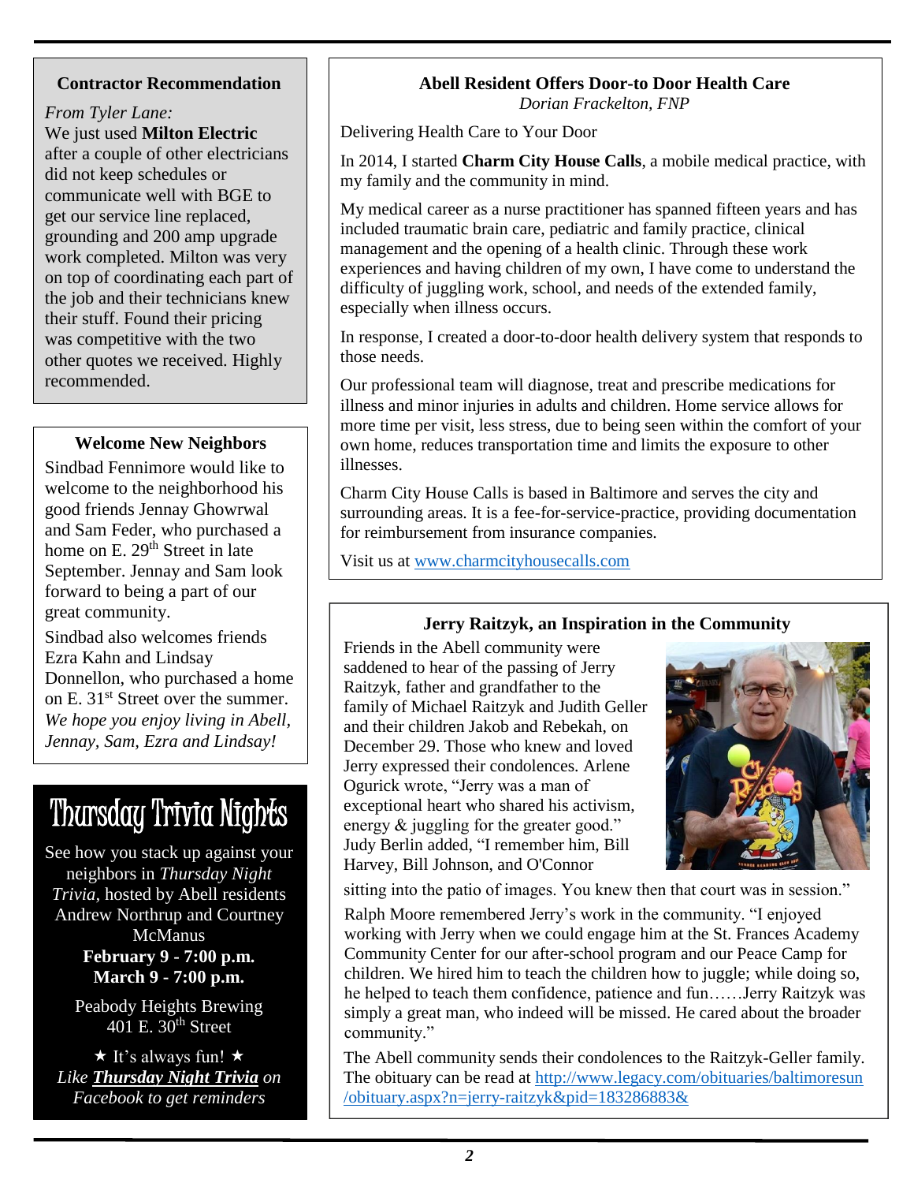### Contractor Recommendation

*From Tyler Lane:*
We just used **Milton Electric** after a couple of other electricians did not keep schedules or communicate well with BGE to get our service line replaced, grounding and 200 amp upgrade work completed. Milton was very on top of coordinating each part of the job and their technicians knew their stuff. Found their pricing was competitive with the two other quotes we received. Highly recommended.

### Welcome New Neighbors

Sindbad Fennimore would like to welcome to the neighborhood his good friends Jennay Ghowrwal and Sam Feder, who purchased a home on E. 29th Street in late September. Jennay and Sam look forward to being a part of our great community.

Sindbad also welcomes friends Ezra Kahn and Lindsay Donnellon, who purchased a home on E. 31st Street over the summer. *We hope you enjoy living in Abell, Jennay, Sam, Ezra and Lindsay!*

## Thursday Trivia Nights

See how you stack up against your neighbors in *Thursday Night Trivia*, hosted by Abell residents Andrew Northrup and Courtney McManus

**February 9 - 7:00 p.m.**
**March 9 - 7:00 p.m.**

Peabody Heights Brewing
401 E. 30th Street

★ It's always fun! ★
*Like **Thursday Night Trivia** on Facebook to get reminders*

### Abell Resident Offers Door-to Door Health Care

*Dorian Frackelton, FNP*

Delivering Health Care to Your Door

In 2014, I started **Charm City House Calls**, a mobile medical practice, with my family and the community in mind.

My medical career as a nurse practitioner has spanned fifteen years and has included traumatic brain care, pediatric and family practice, clinical management and the opening of a health clinic. Through these work experiences and having children of my own, I have come to understand the difficulty of juggling work, school, and needs of the extended family, especially when illness occurs.

In response, I created a door-to-door health delivery system that responds to those needs.

Our professional team will diagnose, treat and prescribe medications for illness and minor injuries in adults and children. Home service allows for more time per visit, less stress, due to being seen within the comfort of your own home, reduces transportation time and limits the exposure to other illnesses.

Charm City House Calls is based in Baltimore and serves the city and surrounding areas. It is a fee-for-service-practice, providing documentation for reimbursement from insurance companies.

Visit us at www.charmcityhousecalls.com

### Jerry Raitzyk, an Inspiration in the Community

Friends in the Abell community were saddened to hear of the passing of Jerry Raitzyk, father and grandfather to the family of Michael Raitzyk and Judith Geller and their children Jakob and Rebekah, on December 29. Those who knew and loved Jerry expressed their condolences. Arlene Ogurick wrote, "Jerry was a man of exceptional heart who shared his activism, energy & juggling for the greater good." Judy Berlin added, "I remember him, Bill Harvey, Bill Johnson, and O'Connor sitting into the patio of images. You knew then that court was in session."

Ralph Moore remembered Jerry's work in the community. "I enjoyed working with Jerry when we could engage him at the St. Frances Academy Community Center for our after-school program and our Peace Camp for children. We hired him to teach the children how to juggle; while doing so, he helped to teach them confidence, patience and fun……Jerry Raitzyk was simply a great man, who indeed will be missed. He cared about the broader community."

The Abell community sends their condolences to the Raitzyk-Geller family. The obituary can be read at http://www.legacy.com/obituaries/baltimoresun/obituary.aspx?n=jerry-raitzyk&pid=183286883&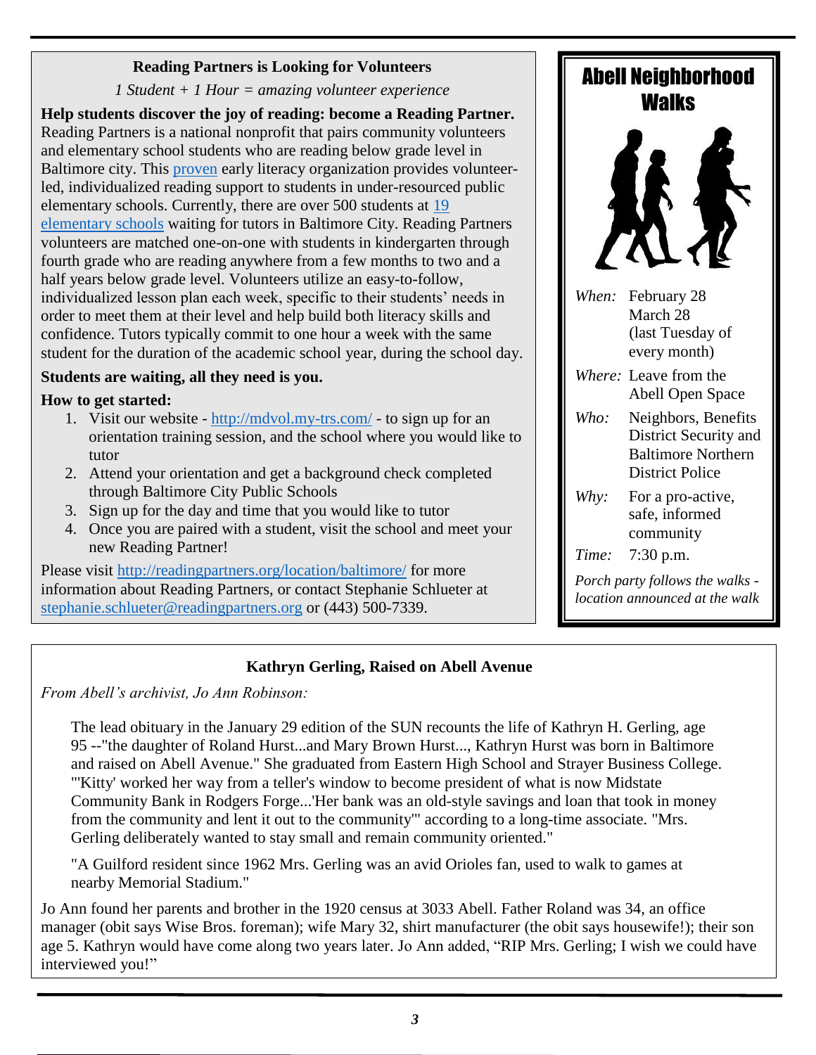## Reading Partners is Looking for Volunteers

*1 Student + 1 Hour = amazing volunteer experience*

**Help students discover the joy of reading: become a Reading Partner.** Reading Partners is a national nonprofit that pairs community volunteers and elementary school students who are reading below grade level in Baltimore city. This proven early literacy organization provides volunteer-led, individualized reading support to students in under-resourced public elementary schools. Currently, there are over 500 students at 19 elementary schools waiting for tutors in Baltimore City. Reading Partners volunteers are matched one-on-one with students in kindergarten through fourth grade who are reading anywhere from a few months to two and a half years below grade level. Volunteers utilize an easy-to-follow, individualized lesson plan each week, specific to their students' needs in order to meet them at their level and help build both literacy skills and confidence. Tutors typically commit to one hour a week with the same student for the duration of the academic school year, during the school day.

**Students are waiting, all they need is you.**

**How to get started:**

1. Visit our website - http://mdvol.my-trs.com/ - to sign up for an orientation training session, and the school where you would like to tutor
2. Attend your orientation and get a background check completed through Baltimore City Public Schools
3. Sign up for the day and time that you would like to tutor
4. Once you are paired with a student, visit the school and meet your new Reading Partner!

Please visit http://readingpartners.org/location/baltimore/ for more information about Reading Partners, or contact Stephanie Schlueter at stephanie.schlueter@readingpartners.org or (443) 500-7339.

## Abell Neighborhood Walks

*When:* February 28
March 28
(last Tuesday of every month)

*Where:* Leave from the Abell Open Space

*Who:* Neighbors, Benefits District Security and Baltimore Northern District Police

*Why:* For a pro-active, safe, informed community

*Time:* 7:30 p.m.

*Porch party follows the walks - location announced at the walk*

## Kathryn Gerling, Raised on Abell Avenue

*From Abell's archivist, Jo Ann Robinson:*

> The lead obituary in the January 29 edition of the SUN recounts the life of Kathryn H. Gerling, age 95 --"the daughter of Roland Hurst...and Mary Brown Hurst..., Kathryn Hurst was born in Baltimore and raised on Abell Avenue." She graduated from Eastern High School and Strayer Business College. "'Kitty' worked her way from a teller's window to become president of what is now Midstate Community Bank in Rodgers Forge...'Her bank was an old-style savings and loan that took in money from the community and lent it out to the community'" according to a long-time associate. "Mrs. Gerling deliberately wanted to stay small and remain community oriented."
>
> "A Guilford resident since 1962 Mrs. Gerling was an avid Orioles fan, used to walk to games at nearby Memorial Stadium."

Jo Ann found her parents and brother in the 1920 census at 3033 Abell. Father Roland was 34, an office manager (obit says Wise Bros. foreman); wife Mary 32, shirt manufacturer (the obit says housewife!); their son age 5. Kathryn would have come along two years later. Jo Ann added, "RIP Mrs. Gerling; I wish we could have interviewed you!"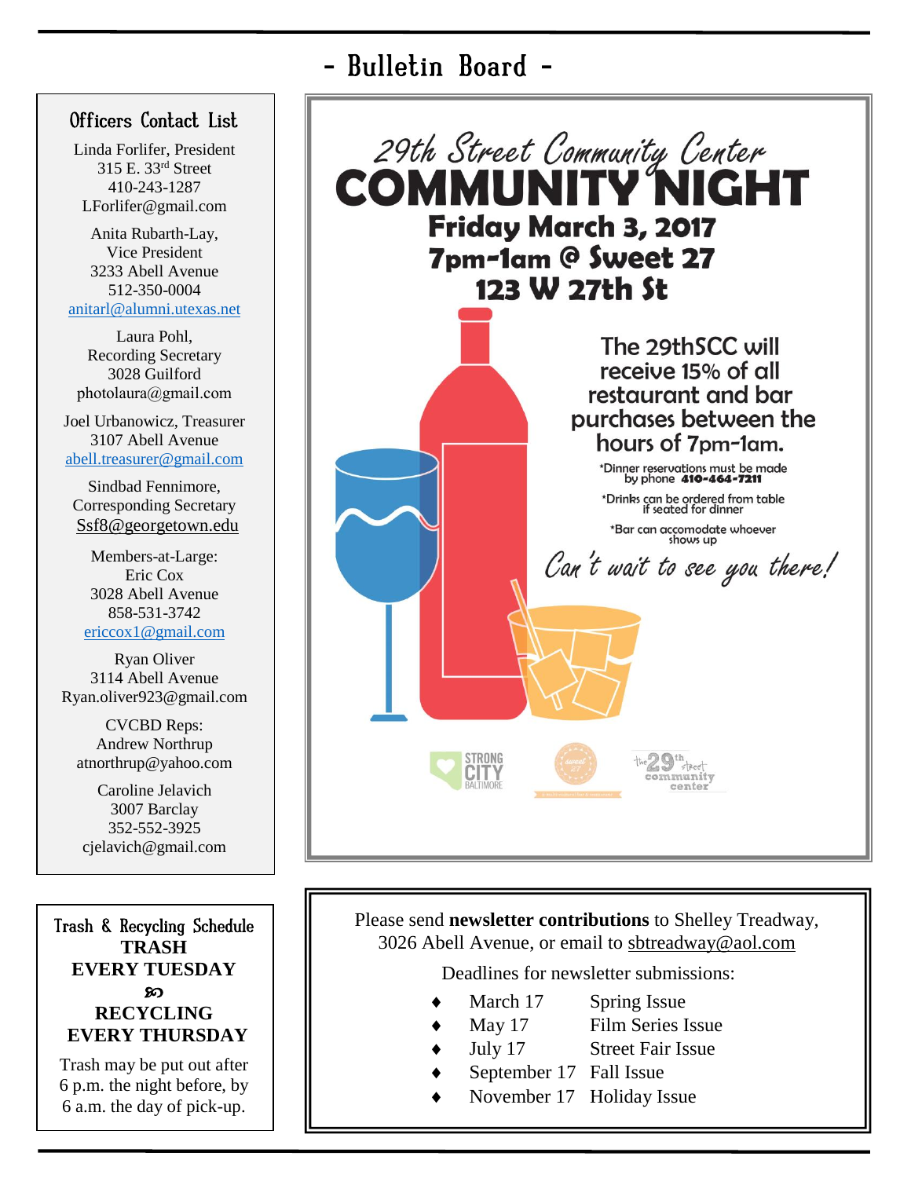# - Bulletin Board -

## Officers Contact List

Linda Forlifer, President
315 E. 33rd Street
410-243-1287
LForlifer@gmail.com

Anita Rubarth-Lay,
Vice President
3233 Abell Avenue
512-350-0004
anitarl@alumni.utexas.net

Laura Pohl,
Recording Secretary
3028 Guilford
photolaura@gmail.com

Joel Urbanowicz, Treasurer
3107 Abell Avenue
abell.treasurer@gmail.com

Sindbad Fennimore,
Corresponding Secretary
Ssf8@georgetown.edu

Members-at-Large:
Eric Cox
3028 Abell Avenue
858-531-3742
ericcox1@gmail.com

Ryan Oliver
3114 Abell Avenue
Ryan.oliver923@gmail.com

CVCBD Reps:
Andrew Northrup
atnorthrup@yahoo.com

Caroline Jelavich
3007 Barclay
352-552-3925
cjelavich@gmail.com

## Trash & Recycling Schedule

**TRASH**
**EVERY TUESDAY**

**RECYCLING**
**EVERY THURSDAY**

Trash may be put out after 6 p.m. the night before, by 6 a.m. the day of pick-up.

## 29th Street Community Center COMMUNITY NIGHT

**Friday March 3, 2017**
**7pm-1am @ Sweet 27**
**123 W 27th St**

The 29thSCC will receive 15% of all restaurant and bar purchases between the hours of 7pm-1am.

*Dinner reservations must be made by phone **410-464-7211**

*Drinks can be ordered from table if seated for dinner

*Bar can accomodate whoever shows up

*Can't wait to see you there!*

STRONG CITY BALTIMORE · Sweet 27 · the 29th street community center

---

Please send **newsletter contributions** to Shelley Treadway, 3026 Abell Avenue, or email to sbtreadway@aol.com

Deadlines for newsletter submissions:

- March 17 — Spring Issue
- May 17 — Film Series Issue
- July 17 — Street Fair Issue
- September 17 — Fall Issue
- November 17 — Holiday Issue